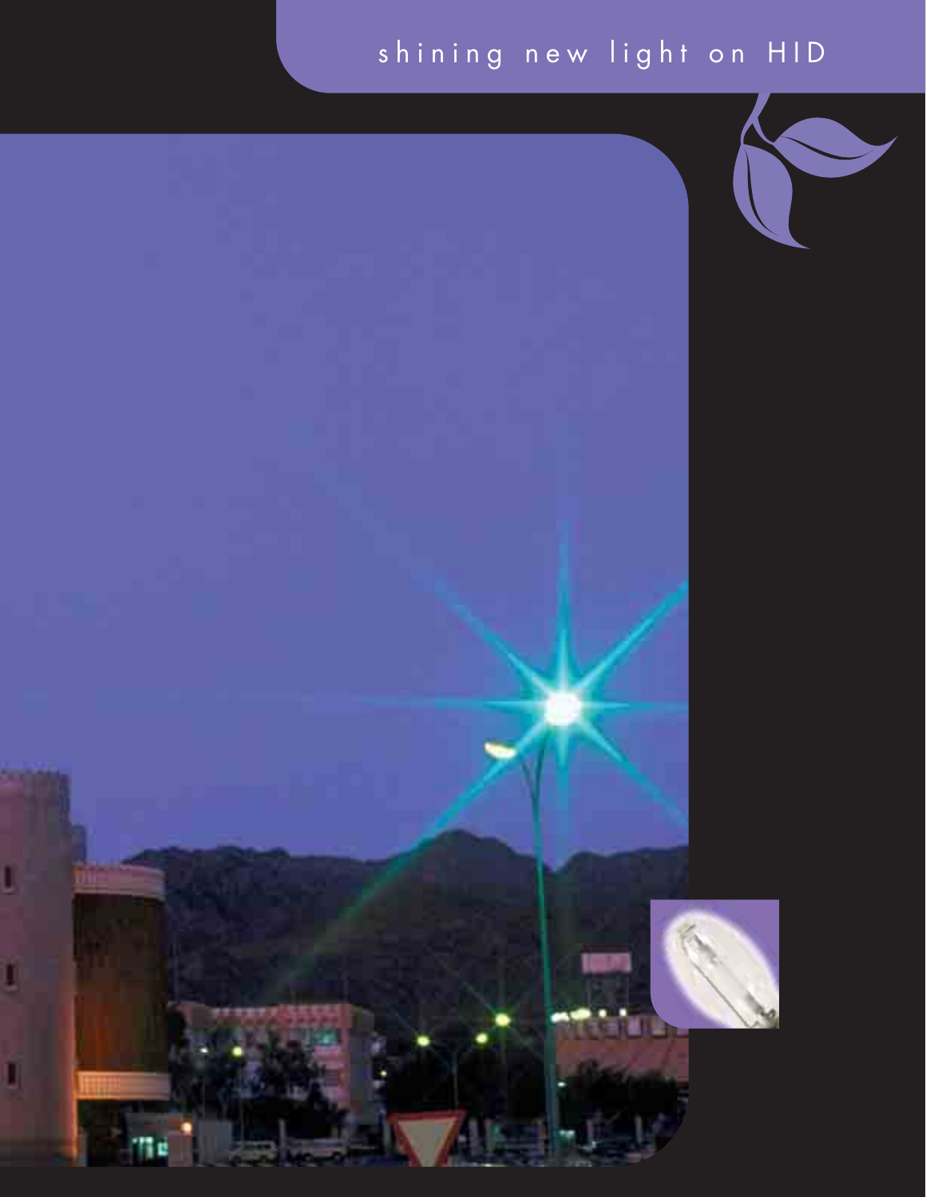# shining new light on HID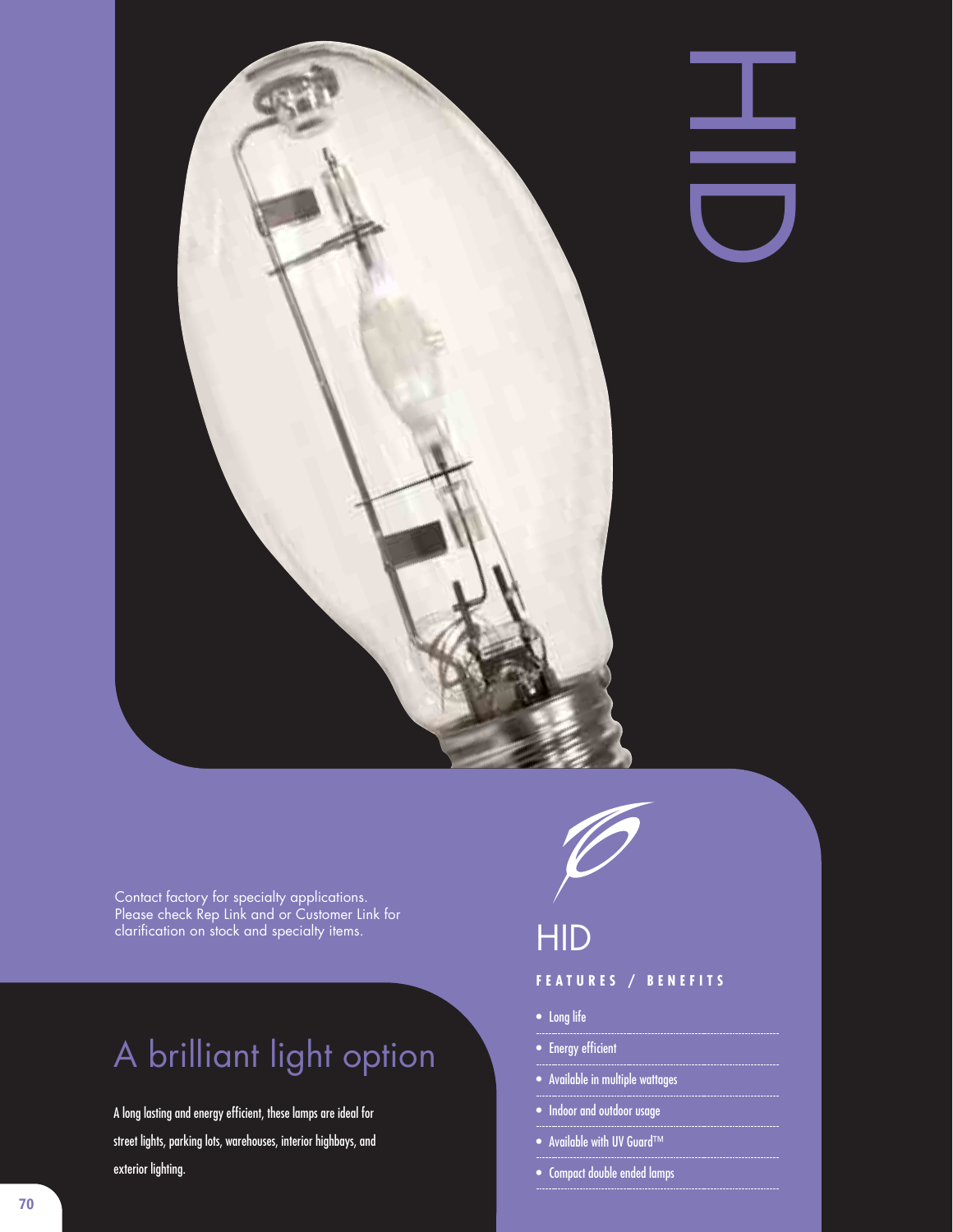# HID

Contact factory for specialty applications. Please check Rep Link and or Customer Link for clarification on stock and specialty items.

## A brilliant light option

A long lasting and energy efficient, these lamps are ideal for street lights, parking lots, warehouses, interior highbays, and exterior lighting.

## HID

### FEATURES / BENEFITS

- Long life
- Energy efficient
- Available in multiple wattages
- Indoor and outdoor usage
- Available with UV Guard™
- Compact double ended lamps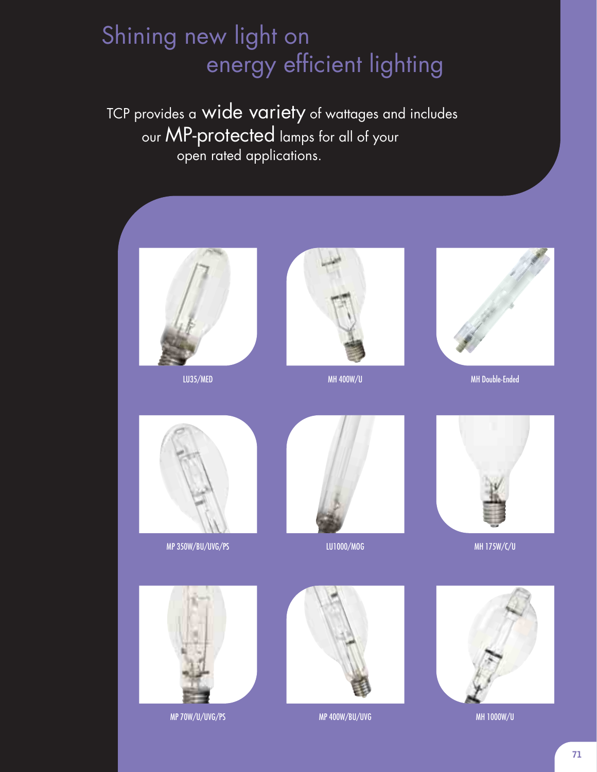# Shining new light on energy efficient lighting

TCP provides a wide variety of wattages and includes our MP-protected lamps for all of your open rated applications.

LU35/MED

MH 400W/U

MH Double-Ended

MP 350W/BU/UVG/PS

LU1000/MOG

MH 175W/C/U

MP 70W/U/UVG/PS

MP 400W/BU/UVG

MH 1000W/U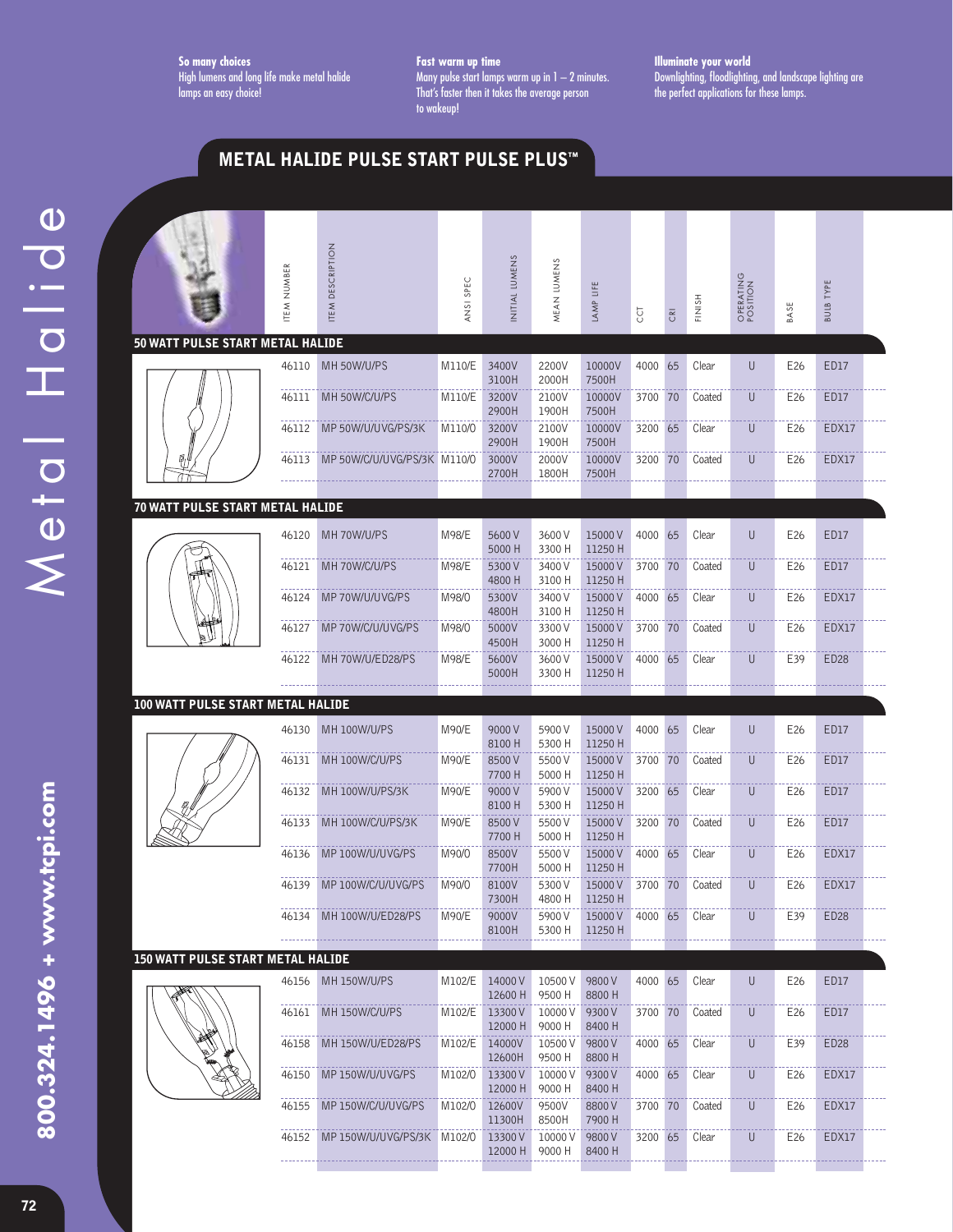**So many choices**
High lumens and long life make metal halide lamps an easy choice!

**Fast warm up time**
Many pulse start lamps warm up in 1 – 2 minutes. That's faster then it takes the average person to wakeup!

**Illuminate your world**
Downlighting, floodlighting, and landscape lighting are the perfect applications for these lamps.

## METAL HALIDE PULSE START PULSE PLUS™

| ITEM NUMBER | ITEM DESCRIPTION | ANSI SPEC | INITIAL LUMENS | MEAN LUMENS | LAMP LIFE | CCT | CRI | FINISH | OPERATING POSITION | BASE | BULB TYPE |
|---|---|---|---|---|---|---|---|---|---|---|---|
| **50 WATT PULSE START METAL HALIDE** | | | | | | | | | | | |
| 46110 | MH 50W/U/PS | M110/E | 3400V 3100H | 2200V 2000H | 10000V 7500H | 4000 | 65 | Clear | U | E26 | ED17 |
| 46111 | MH 50W/C/U/PS | M110/E | 3200V 2900H | 2100V 1900H | 10000V 7500H | 3700 | 70 | Coated | U | E26 | ED17 |
| 46112 | MP 50W/U/UVG/PS/3K | M110/0 | 3200V 2900H | 2100V 1900H | 10000V 7500H | 3200 | 65 | Clear | U | E26 | EDX17 |
| 46113 | MP 50W/C/U/UVG/PS/3K | M110/0 | 3000V 2700H | 2000V 1800H | 10000V 7500H | 3200 | 70 | Coated | U | E26 | EDX17 |
| **70 WATT PULSE START METAL HALIDE** | | | | | | | | | | | |
| 46120 | MH 70W/U/PS | M98/E | 5600 V 5000 H | 3600 V 3300 H | 15000 V 11250 H | 4000 | 65 | Clear | U | E26 | ED17 |
| 46121 | MH 70W/C/U/PS | M98/E | 5300 V 4800 H | 3400 V 3100 H | 15000 V 11250 H | 3700 | 70 | Coated | U | E26 | ED17 |
| 46124 | MP 70W/U/UVG/PS | M98/0 | 5300V 4800H | 3400 V 3100 H | 15000 V 11250 H | 4000 | 65 | Clear | U | E26 | EDX17 |
| 46127 | MP 70W/C/U/UVG/PS | M98/0 | 5000V 4500H | 3300 V 3000 H | 15000 V 11250 H | 3700 | 70 | Coated | U | E26 | EDX17 |
| 46122 | MH 70W/U/ED28/PS | M98/E | 5600V 5000H | 3600 V 3300 H | 15000 V 11250 H | 4000 | 65 | Clear | U | E39 | ED28 |
| **100 WATT PULSE START METAL HALIDE** | | | | | | | | | | | |
| 46130 | MH 100W/U/PS | M90/E | 9000 V 8100 H | 5900 V 5300 H | 15000 V 11250 H | 4000 | 65 | Clear | U | E26 | ED17 |
| 46131 | MH 100W/C/U/PS | M90/E | 8500 V 7700 H | 5500 V 5000 H | 15000 V 11250 H | 3700 | 70 | Coated | U | E26 | ED17 |
| 46132 | MH 100W/U/PS/3K | M90/E | 9000 V 8100 H | 5900 V 5300 H | 15000 V 11250 H | 3200 | 65 | Clear | U | E26 | ED17 |
| 46133 | MH 100W/C/U/PS/3K | M90/E | 8500 V 7700 H | 5500 V 5000 H | 15000 V 11250 H | 3200 | 70 | Coated | U | E26 | ED17 |
| 46136 | MP 100W/U/UVG/PS | M90/0 | 8500V 7700H | 5500 V 5000 H | 15000 V 11250 H | 4000 | 65 | Clear | U | E26 | EDX17 |
| 46139 | MP 100W/C/U/UVG/PS | M90/0 | 8100V 7300H | 5300 V 4800 H | 15000 V 11250 H | 3700 | 70 | Coated | U | E26 | EDX17 |
| 46134 | MH 100W/U/ED28/PS | M90/E | 9000V 8100H | 5900 V 5300 H | 15000 V 11250 H | 4000 | 65 | Clear | U | E39 | ED28 |
| **150 WATT PULSE START METAL HALIDE** | | | | | | | | | | | |
| 46156 | MH 150W/U/PS | M102/E | 14000 V 12600 H | 10500 V 9500 H | 9800 V 8800 H | 4000 | 65 | Clear | U | E26 | ED17 |
| 46161 | MH 150W/C/U/PS | M102/E | 13300 V 12000 H | 10000 V 9000 H | 9300 V 8400 H | 3700 | 70 | Coated | U | E26 | ED17 |
| 46158 | MH 150W/U/ED28/PS | M102/E | 14000V 12600H | 10500 V 9500 H | 9800 V 8800 H | 4000 | 65 | Clear | U | E39 | ED28 |
| 46150 | MP 150W/U/UVG/PS | M102/0 | 13300 V 12000 H | 10000 V 9000 H | 9300 V 8400 H | 4000 | 65 | Clear | U | E26 | EDX17 |
| 46155 | MP 150W/C/U/UVG/PS | M102/0 | 12600V 11300H | 9500V 8500H | 8800 V 7900 H | 3700 | 70 | Coated | U | E26 | EDX17 |
| 46152 | MP 150W/U/UVG/PS/3K | M102/0 | 13300 V 12000 H | 10000 V 9000 H | 9800 V 8400 H | 3200 | 65 | Clear | U | E26 | EDX17 |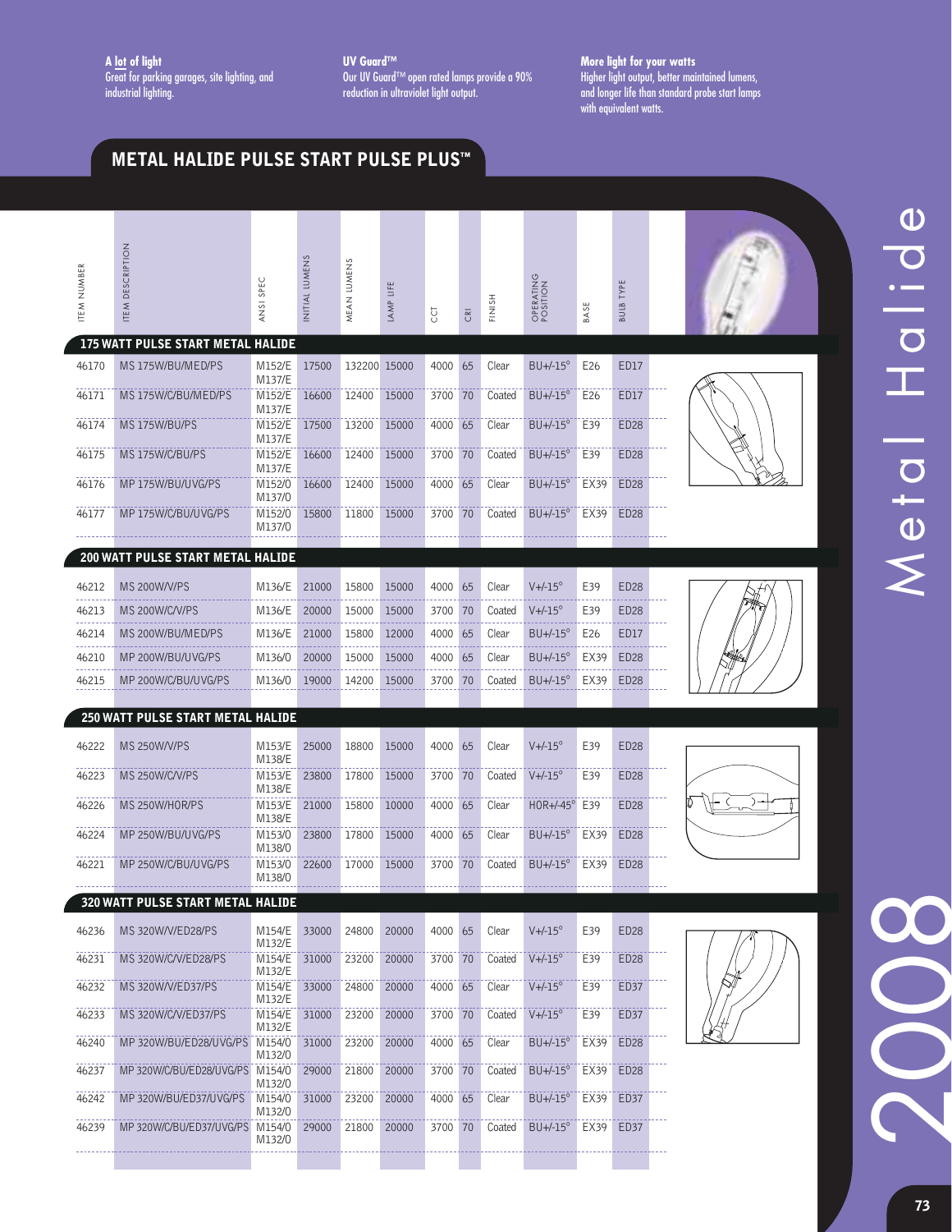**A lot of light**
Great for parking garages, site lighting, and industrial lighting.

**UV Guard™**
Our UV Guard™ open rated lamps provide a 90% reduction in ultraviolet light output.

**More light for your watts**
Higher light output, better maintained lumens, and longer life than standard probe start lamps with equivalent watts.

## METAL HALIDE PULSE START PULSE PLUS™

| ITEM NUMBER | ITEM DESCRIPTION | ANSI SPEC | INITIAL LUMENS | MEAN LUMENS | LAMP LIFE | CCT | CRI | FINISH | OPERATING POSITION | BASE | BULB TYPE |
|---|---|---|---|---|---|---|---|---|---|---|---|
| **175 WATT PULSE START METAL HALIDE** | | | | | | | | | | | |
| 46170 | MS 175W/BU/MED/PS | M152/E M137/E | 17500 | 132200 | 15000 | 4000 | 65 | Clear | BU+/-15° | E26 | ED17 |
| 46171 | MS 175W/C/BU/MED/PS | M152/E M137/E | 16600 | 12400 | 15000 | 3700 | 70 | Coated | BU+/-15° | E26 | ED17 |
| 46174 | MS 175W/BU/PS | M152/E M137/E | 17500 | 13200 | 15000 | 4000 | 65 | Clear | BU+/-15° | E39 | ED28 |
| 46175 | MS 175W/C/BU/PS | M152/E M137/E | 16600 | 12400 | 15000 | 3700 | 70 | Coated | BU+/-15° | E39 | ED28 |
| 46176 | MP 175W/BU/UVG/PS | M152/0 M137/0 | 16600 | 12400 | 15000 | 4000 | 65 | Clear | BU+/-15° | EX39 | ED28 |
| 46177 | MP 175W/C/BU/UVG/PS | M152/0 M137/0 | 15800 | 11800 | 15000 | 3700 | 70 | Coated | BU+/-15° | EX39 | ED28 |
| **200 WATT PULSE START METAL HALIDE** | | | | | | | | | | | |
| 46212 | MS 200W/V/PS | M136/E | 21000 | 15800 | 15000 | 4000 | 65 | Clear | V+/-15° | E39 | ED28 |
| 46213 | MS 200W/C/V/PS | M136/E | 20000 | 15000 | 15000 | 3700 | 70 | Coated | V+/-15° | E39 | ED28 |
| 46214 | MS 200W/BU/MED/PS | M136/E | 21000 | 15800 | 12000 | 4000 | 65 | Clear | BU+/-15° | E26 | ED17 |
| 46210 | MP 200W/BU/UVG/PS | M136/0 | 20000 | 15000 | 15000 | 4000 | 65 | Clear | BU+/-15° | EX39 | ED28 |
| 46215 | MP 200W/C/BU/UVG/PS | M136/0 | 19000 | 14200 | 15000 | 3700 | 70 | Coated | BU+/-15° | EX39 | ED28 |
| **250 WATT PULSE START METAL HALIDE** | | | | | | | | | | | |
| 46222 | MS 250W/V/PS | M153/E M138/E | 25000 | 18800 | 15000 | 4000 | 65 | Clear | V+/-15° | E39 | ED28 |
| 46223 | MS 250W/C/V/PS | M153/E M138/E | 23800 | 17800 | 15000 | 3700 | 70 | Coated | V+/-15° | E39 | ED28 |
| 46226 | MS 250W/HOR/PS | M153/E M138/E | 21000 | 15800 | 10000 | 4000 | 65 | Clear | HOR+/-45° | E39 | ED28 |
| 46224 | MP 250W/BU/UVG/PS | M153/0 M138/0 | 23800 | 17800 | 15000 | 4000 | 65 | Clear | BU+/-15° | EX39 | ED28 |
| 46221 | MP 250W/C/BU/UVG/PS | M153/0 M138/0 | 22600 | 17000 | 15000 | 3700 | 70 | Coated | BU+/-15° | EX39 | ED28 |
| **320 WATT PULSE START METAL HALIDE** | | | | | | | | | | | |
| 46236 | MS 320W/V/ED28/PS | M154/E M132/E | 33000 | 24800 | 20000 | 4000 | 65 | Clear | V+/-15° | E39 | ED28 |
| 46231 | MS 320W/C/V/ED28/PS | M154/E M132/E | 31000 | 23200 | 20000 | 3700 | 70 | Coated | V+/-15° | E39 | ED28 |
| 46232 | MS 320W/V/ED37/PS | M154/E M132/E | 33000 | 24800 | 20000 | 4000 | 65 | Clear | V+/-15° | E39 | ED37 |
| 46233 | MS 320W/C/V/ED37/PS | M154/E M132/E | 31000 | 23200 | 20000 | 3700 | 70 | Coated | V+/-15° | E39 | ED37 |
| 46240 | MP 320W/BU/ED28/UVG/PS | M154/0 M132/0 | 31000 | 23200 | 20000 | 4000 | 65 | Clear | BU+/-15° | EX39 | ED28 |
| 46237 | MP 320W/C/BU/ED28/UVG/PS | M154/0 M132/0 | 29000 | 21800 | 20000 | 3700 | 70 | Coated | BU+/-15° | EX39 | ED28 |
| 46242 | MP 320W/BU/ED37/UVG/PS | M154/0 M132/0 | 31000 | 23200 | 20000 | 4000 | 65 | Clear | BU+/-15° | EX39 | ED37 |
| 46239 | MP 320W/C/BU/ED37/UVG/PS | M154/0 M132/0 | 29000 | 21800 | 20000 | 3700 | 70 | Coated | BU+/-15° | EX39 | ED37 |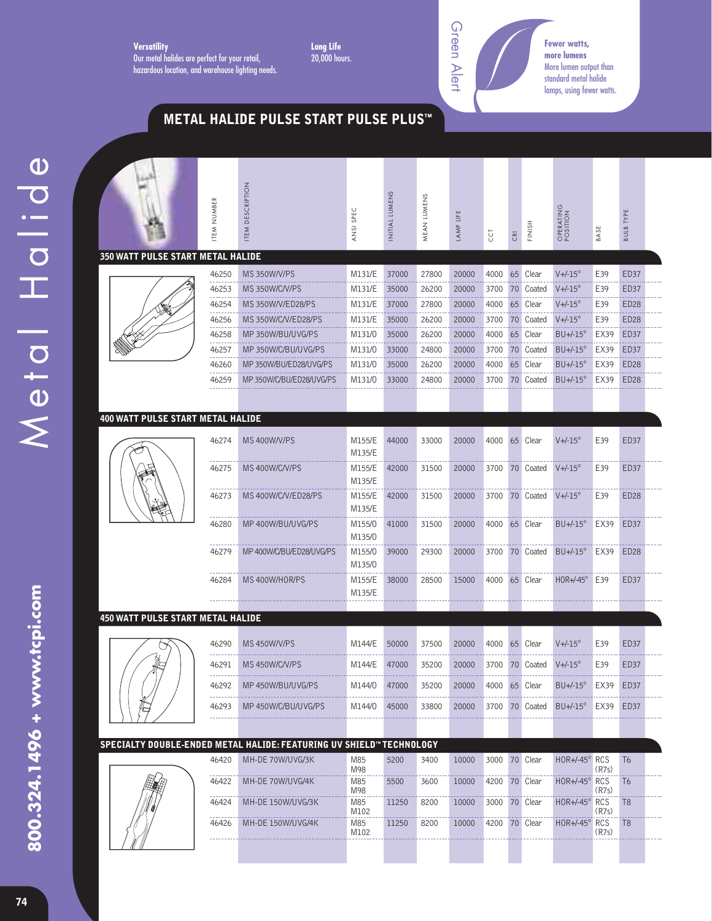**Versatility**
Our metal halides are perfect for your retail, hazardous location, and warehouse lighting needs.

**Long Life**
20,000 hours.

Green Alert

**Fewer watts, more lumens**
More lumen output than standard metal halide lamps, using fewer watts.

## METAL HALIDE PULSE START PULSE PLUS™

| ITEM NUMBER | ITEM DESCRIPTION | ANSI SPEC | INITIAL LUMENS | MEAN LUMENS | LAMP LIFE | CCT | CRI | FINISH | OPERATING POSITION | BASE | BULB TYPE |
|---|---|---|---|---|---|---|---|---|---|---|---|
| **350 WATT PULSE START METAL HALIDE** | | | | | | | | | | | |
| 46250 | MS 350W/V/PS | M131/E | 37000 | 27800 | 20000 | 4000 | 65 | Clear | V+/-15° | E39 | ED37 |
| 46253 | MS 350W/C/V/PS | M131/E | 35000 | 26200 | 20000 | 3700 | 70 | Coated | V+/-15° | E39 | ED37 |
| 46254 | MS 350W/V/ED28/PS | M131/E | 37000 | 27800 | 20000 | 4000 | 65 | Clear | V+/-15° | E39 | ED28 |
| 46256 | MS 350W/C/V/ED28/PS | M131/E | 35000 | 26200 | 20000 | 3700 | 70 | Coated | V+/-15° | E39 | ED28 |
| 46258 | MP 350W/BU/UVG/PS | M131/O | 35000 | 26200 | 20000 | 4000 | 65 | Clear | BU+/-15° | EX39 | ED37 |
| 46257 | MP 350W/C/BU/UVG/PS | M131/O | 33000 | 24800 | 20000 | 3700 | 70 | Coated | BU+/-15° | EX39 | ED37 |
| 46260 | MP 350W/BU/ED28/UVG/PS | M131/O | 35000 | 26200 | 20000 | 4000 | 65 | Clear | BU+/-15° | EX39 | ED28 |
| 46259 | MP 350W/C/BU/ED28/UVG/PS | M131/O | 33000 | 24800 | 20000 | 3700 | 70 | Coated | BU+/-15° | EX39 | ED28 |
| **400 WATT PULSE START METAL HALIDE** | | | | | | | | | | | |
| 46274 | MS 400W/V/PS | M155/E M135/E | 44000 | 33000 | 20000 | 4000 | 65 | Clear | V+/-15° | E39 | ED37 |
| 46275 | MS 400W/C/V/PS | M155/E M135/E | 42000 | 31500 | 20000 | 3700 | 70 | Coated | V+/-15° | E39 | ED37 |
| 46273 | MS 400W/C/V/ED28/PS | M155/E M135/E | 42000 | 31500 | 20000 | 3700 | 70 | Coated | V+/-15° | E39 | ED28 |
| 46280 | MP 400W/BU/UVG/PS | M155/O M135/O | 41000 | 31500 | 20000 | 4000 | 65 | Clear | BU+/-15° | EX39 | ED37 |
| 46279 | MP 400W/C/BU/ED28/UVG/PS | M155/O M135/O | 39000 | 29300 | 20000 | 3700 | 70 | Coated | BU+/-15° | EX39 | ED28 |
| 46284 | MS 400W/HOR/PS | M155/E M135/E | 38000 | 28500 | 15000 | 4000 | 65 | Clear | HOR+/-45° | E39 | ED37 |
| **450 WATT PULSE START METAL HALIDE** | | | | | | | | | | | |
| 46290 | MS 450W/V/PS | M144/E | 50000 | 37500 | 20000 | 4000 | 65 | Clear | V+/-15° | E39 | ED37 |
| 46291 | MS 450W/C/V/PS | M144/E | 47000 | 35200 | 20000 | 3700 | 70 | Coated | V+/-15° | E39 | ED37 |
| 46292 | MP 450W/BU/UVG/PS | M144/O | 47000 | 35200 | 20000 | 4000 | 65 | Clear | BU+/-15° | EX39 | ED37 |
| 46293 | MP 450W/C/BU/UVG/PS | M144/O | 45000 | 33800 | 20000 | 3700 | 70 | Coated | BU+/-15° | EX39 | ED37 |
| **SPECIALTY DOUBLE-ENDED METAL HALIDE: FEATURING UV SHIELD™ TECHNOLOGY** | | | | | | | | | | | |
| 46420 | MH-DE 70W/UVG/3K | M85 M98 | 5200 | 3400 | 10000 | 3000 | 70 | Clear | HOR+/-45° | RCS (R7s) | T6 |
| 46422 | MH-DE 70W/UVG/4K | M85 M98 | 5500 | 3600 | 10000 | 4200 | 70 | Clear | HOR+/-45° | RCS (R7s) | T6 |
| 46424 | MH-DE 150W/UVG/3K | M85 M102 | 11250 | 8200 | 10000 | 3000 | 70 | Clear | HOR+/-45° | RCS (R7s) | T8 |
| 46426 | MH-DE 150W/UVG/4K | M85 M102 | 11250 | 8200 | 10000 | 4200 | 70 | Clear | HOR+/-45° | RCS (R7s) | T8 |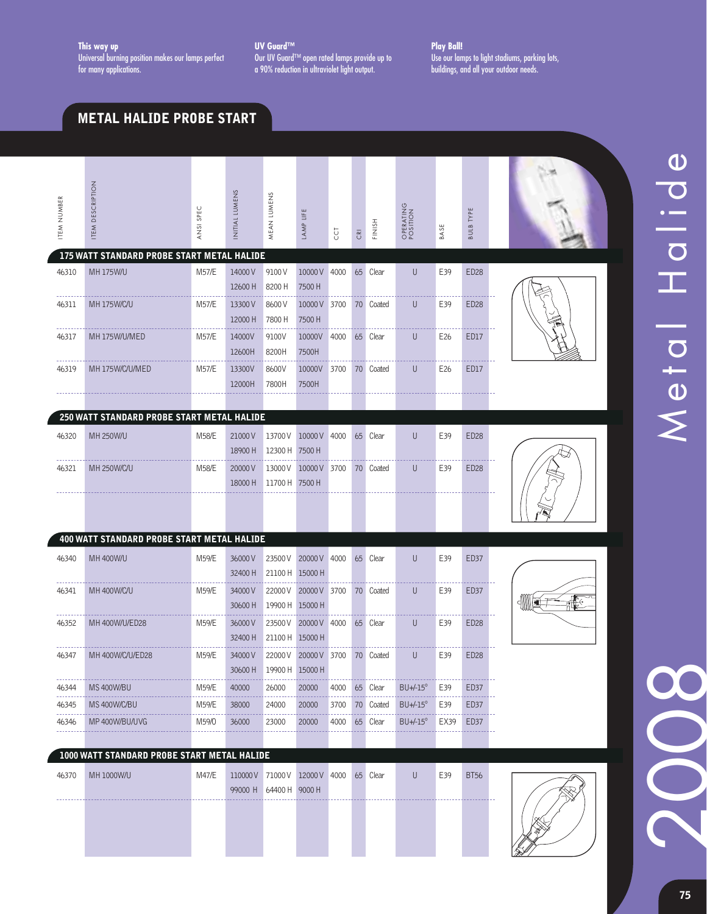**This way up**
Universal burning position makes our lamps perfect for many applications.

**UV Guard™**
Our UV Guard™ open rated lamps provide up to a 90% reduction in ultraviolet light output.

**Play Ball!**
Use our lamps to light stadiums, parking lots, buildings, and all your outdoor needs.

## METAL HALIDE PROBE START

| ITEM NUMBER | ITEM DESCRIPTION | ANSI SPEC | INITIAL LUMENS | MEAN LUMENS | LAMP LIFE | CCT | CRI | FINISH | OPERATING POSITION | BASE | BULB TYPE |
|---|---|---|---|---|---|---|---|---|---|---|---|
| **175 WATT STANDARD PROBE START METAL HALIDE** | | | | | | | | | | | |
| 46310 | MH 175W/U | M57/E | 14000 V<br>12600 H | 9100 V<br>8200 H | 10000 V<br>7500 H | 4000 | 65 | Clear | U | E39 | ED28 |
| 46311 | MH 175W/C/U | M57/E | 13300 V<br>12000 H | 8600 V<br>7800 H | 10000 V<br>7500 H | 3700 | 70 | Coated | U | E39 | ED28 |
| 46317 | MH 175W/U/MED | M57/E | 14000V<br>12600H | 9100V<br>8200H | 10000V<br>7500H | 4000 | 65 | Clear | U | E26 | ED17 |
| 46319 | MH 175W/C/U/MED | M57/E | 13300V<br>12000H | 8600V<br>7800H | 10000V<br>7500H | 3700 | 70 | Coated | U | E26 | ED17 |
| **250 WATT STANDARD PROBE START METAL HALIDE** | | | | | | | | | | | |
| 46320 | MH 250W/U | M58/E | 21000 V<br>18900 H | 13700 V<br>12300 H | 10000 V<br>7500 H | 4000 | 65 | Clear | U | E39 | ED28 |
| 46321 | MH 250W/C/U | M58/E | 20000 V<br>18000 H | 13000 V<br>11700 H | 10000 V<br>7500 H | 3700 | 70 | Coated | U | E39 | ED28 |
| **400 WATT STANDARD PROBE START METAL HALIDE** | | | | | | | | | | | |
| 46340 | MH 400W/U | M59/E | 36000 V<br>32400 H | 23500 V<br>21100 H | 20000 V<br>15000 H | 4000 | 65 | Clear | U | E39 | ED37 |
| 46341 | MH 400W/C/U | M59/E | 34000 V<br>30600 H | 22000 V<br>19900 H | 20000 V<br>15000 H | 3700 | 70 | Coated | U | E39 | ED37 |
| 46352 | MH 400W/U/ED28 | M59/E | 36000 V<br>32400 H | 23500 V<br>21100 H | 20000 V<br>15000 H | 4000 | 65 | Clear | U | E39 | ED28 |
| 46347 | MH 400W/C/U/ED28 | M59/E | 34000 V<br>30600 H | 22000 V<br>19900 H | 20000 V<br>15000 H | 3700 | 70 | Coated | U | E39 | ED28 |
| 46344 | MS 400W/BU | M59/E | 40000 | 26000 | 20000 | 4000 | 65 | Clear | BU+/-15° | E39 | ED37 |
| 46345 | MS 400W/C/BU | M59/E | 38000 | 24000 | 20000 | 3700 | 70 | Coated | BU+/-15° | E39 | ED37 |
| 46346 | MP 400W/BU/UVG | M59/O | 36000 | 23000 | 20000 | 4000 | 65 | Clear | BU+/-15° | EX39 | ED37 |
| **1000 WATT STANDARD PROBE START METAL HALIDE** | | | | | | | | | | | |
| 46370 | MH 1000W/U | M47/E | 110000 V<br>99000 H | 71000 V<br>64400 H | 12000 V<br>9000 H | 4000 | 65 | Clear | U | E39 | BT56 |

Metal Halide

2008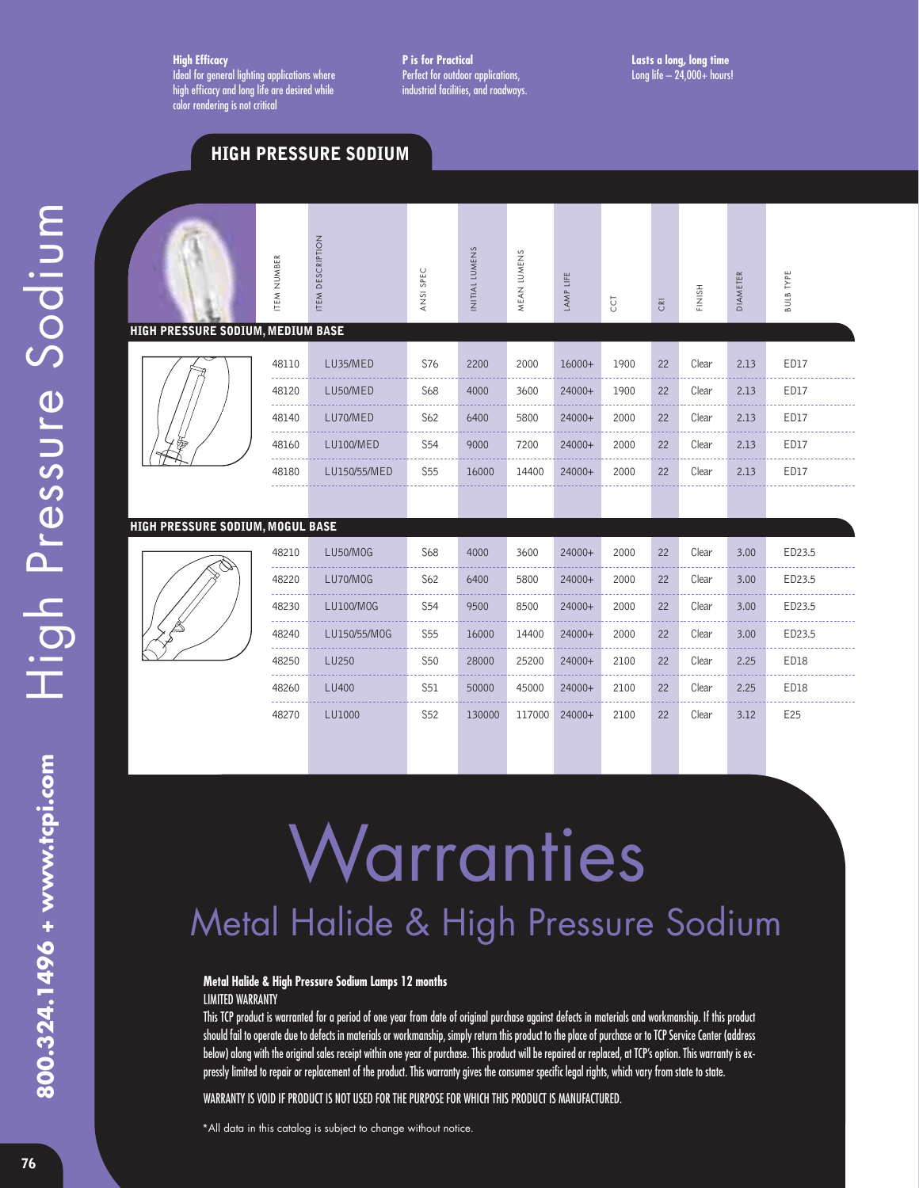**High Efficacy**
Ideal for general lighting applications where high efficacy and long life are desired while color rendering is not critical

**P is for Practical**
Perfect for outdoor applications, industrial facilities, and roadways.

**Lasts a long, long time**
Long life – 24,000+ hours!

# HIGH PRESSURE SODIUM

| ITEM NUMBER | ITEM DESCRIPTION | ANSI SPEC | INITIAL LUMENS | MEAN LUMENS | LAMP LIFE | CCT | CRI | FINISH | DIAMETER | BULB TYPE |
|---|---|---|---|---|---|---|---|---|---|---|
| **HIGH PRESSURE SODIUM, MEDIUM BASE** | | | | | | | | | | |
| 48110 | LU35/MED | S76 | 2200 | 2000 | 16000+ | 1900 | 22 | Clear | 2.13 | ED17 |
| 48120 | LU50/MED | S68 | 4000 | 3600 | 24000+ | 1900 | 22 | Clear | 2.13 | ED17 |
| 48140 | LU70/MED | S62 | 6400 | 5800 | 24000+ | 2000 | 22 | Clear | 2.13 | ED17 |
| 48160 | LU100/MED | S54 | 9000 | 7200 | 24000+ | 2000 | 22 | Clear | 2.13 | ED17 |
| 48180 | LU150/55/MED | S55 | 16000 | 14400 | 24000+ | 2000 | 22 | Clear | 2.13 | ED17 |
| **HIGH PRESSURE SODIUM, MOGUL BASE** | | | | | | | | | | |
| 48210 | LU50/MOG | S68 | 4000 | 3600 | 24000+ | 2000 | 22 | Clear | 3.00 | ED23.5 |
| 48220 | LU70/MOG | S62 | 6400 | 5800 | 24000+ | 2000 | 22 | Clear | 3.00 | ED23.5 |
| 48230 | LU100/MOG | S54 | 9500 | 8500 | 24000+ | 2000 | 22 | Clear | 3.00 | ED23.5 |
| 48240 | LU150/55/MOG | S55 | 16000 | 14400 | 24000+ | 2000 | 22 | Clear | 3.00 | ED23.5 |
| 48250 | LU250 | S50 | 28000 | 25200 | 24000+ | 2100 | 22 | Clear | 2.25 | ED18 |
| 48260 | LU400 | S51 | 50000 | 45000 | 24000+ | 2100 | 22 | Clear | 2.25 | ED18 |
| 48270 | LU1000 | S52 | 130000 | 117000 | 24000+ | 2100 | 22 | Clear | 3.12 | E25 |

# Warranties

## Metal Halide & High Pressure Sodium

**Metal Halide & High Pressure Sodium Lamps 12 months**

LIMITED WARRANTY

This TCP product is warranted for a period of one year from date of original purchase against defects in materials and workmanship. If this product should fail to operate due to defects in materials or workmanship, simply return this product to the place of purchase or to TCP Service Center (address below) along with the original sales receipt within one year of purchase. This product will be repaired or replaced, at TCP's option. This warranty is expressly limited to repair or replacement of the product. This warranty gives the consumer specific legal rights, which vary from state to state.

WARRANTY IS VOID IF PRODUCT IS NOT USED FOR THE PURPOSE FOR WHICH THIS PRODUCT IS MANUFACTURED.

*All data in this catalog is subject to change without notice.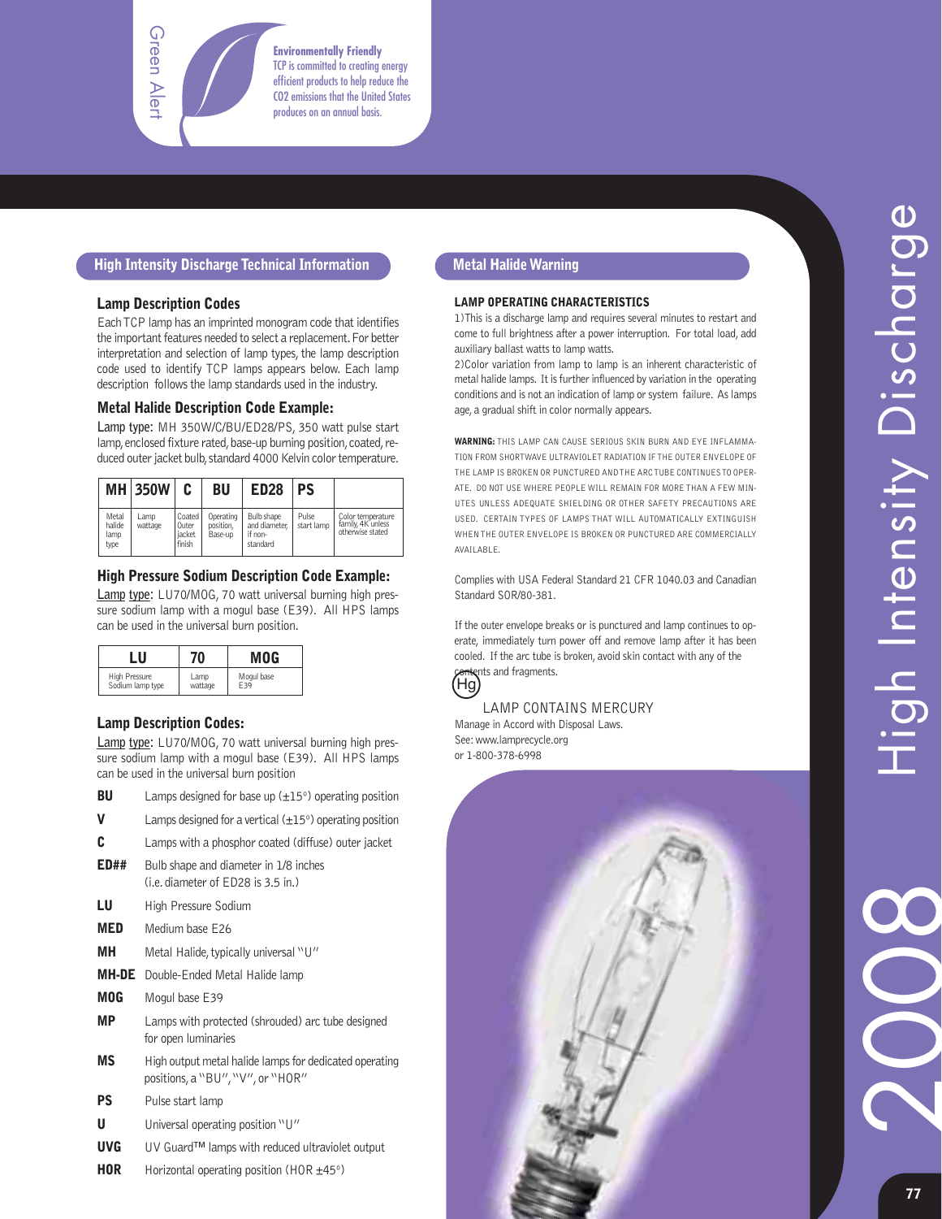Green Alert

**Environmentally Friendly**
TCP is committed to creating energy efficient products to help reduce the CO2 emissions that the United States produces on an annual basis.

## High Intensity Discharge Technical Information

### Lamp Description Codes

Each TCP lamp has an imprinted monogram code that identifies the important features needed to select a replacement. For better interpretation and selection of lamp types, the lamp description code used to identify TCP lamps appears below. Each lamp description follows the lamp standards used in the industry.

### Metal Halide Description Code Example:

Lamp type: MH 350W/C/BU/ED28/PS, 350 watt pulse start lamp, enclosed fixture rated, base-up burning position, coated, reduced outer jacket bulb, standard 4000 Kelvin color temperature.

| MH | 350W | C | BU | ED28 | PS | |
|---|---|---|---|---|---|---|
| Metal halide lamp type | Lamp wattage | Coated Outer jacket finish | Operating position, Base-up | Bulb shape and diameter, if non-standard | Pulse start lamp | Color temperature family, 4K unless otherwise stated |

### High Pressure Sodium Description Code Example:

Lamp type: LU70/MOG, 70 watt universal burning high pressure sodium lamp with a mogul base (E39). All HPS lamps can be used in the universal burn position.

| LU | 70 | MOG |
|---|---|---|
| High Pressure Sodium lamp type | Lamp wattage | Mogul base E39 |

### Lamp Description Codes:

Lamp type: LU70/MOG, 70 watt universal burning high pressure sodium lamp with a mogul base (E39). All HPS lamps can be used in the universal burn position

- **BU** Lamps designed for base up (±15°) operating position
- **V** Lamps designed for a vertical (±15°) operating position
- **C** Lamps with a phosphor coated (diffuse) outer jacket
- **ED##** Bulb shape and diameter in 1/8 inches (i.e. diameter of ED28 is 3.5 in.)
- **LU** High Pressure Sodium
- **MED** Medium base E26
- **MH** Metal Halide, typically universal "U"
- **MH-DE** Double-Ended Metal Halide lamp
- **MOG** Mogul base E39
- **MP** Lamps with protected (shrouded) arc tube designed for open luminaries
- **MS** High output metal halide lamps for dedicated operating positions, a "BU", "V", or "HOR"
- **PS** Pulse start lamp
- **U** Universal operating position "U"
- **UVG** UV Guard™ lamps with reduced ultraviolet output
- **HOR** Horizontal operating position (HOR ±45°)

## Metal Halide Warning

### LAMP OPERATING CHARACTERISTICS

1)This is a discharge lamp and requires several minutes to restart and come to full brightness after a power interruption. For total load, add auxiliary ballast watts to lamp watts.

2)Color variation from lamp to lamp is an inherent characteristic of metal halide lamps. It is further influenced by variation in the operating conditions and is not an indication of lamp or system failure. As lamps age, a gradual shift in color normally appears.

**WARNING:** THIS LAMP CAN CAUSE SERIOUS SKIN BURN AND EYE INFLAMMATION FROM SHORTWAVE ULTRAVIOLET RADIATION IF THE OUTER ENVELOPE OF THE LAMP IS BROKEN OR PUNCTURED AND THE ARC TUBE CONTINUES TO OPERATE. DO NOT USE WHERE PEOPLE WILL REMAIN FOR MORE THAN A FEW MINUTES UNLESS ADEQUATE SHIELDING OR OTHER SAFETY PRECAUTIONS ARE USED. CERTAIN TYPES OF LAMPS THAT WILL AUTOMATICALLY EXTINGUISH WHEN THE OUTER ENVELOPE IS BROKEN OR PUNCTURED ARE COMMERCIALLY AVAILABLE.

Complies with USA Federal Standard 21 CFR 1040.03 and Canadian Standard SOR/80-381.

If the outer envelope breaks or is punctured and lamp continues to operate, immediately turn power off and remove lamp after it has been cooled. If the arc tube is broken, avoid skin contact with any of the contents and fragments.

Hg

LAMP CONTAINS MERCURY
Manage in Accord with Disposal Laws.
See: www.lamprecycle.org
or 1-800-378-6998

High Intensity Discharge

2008